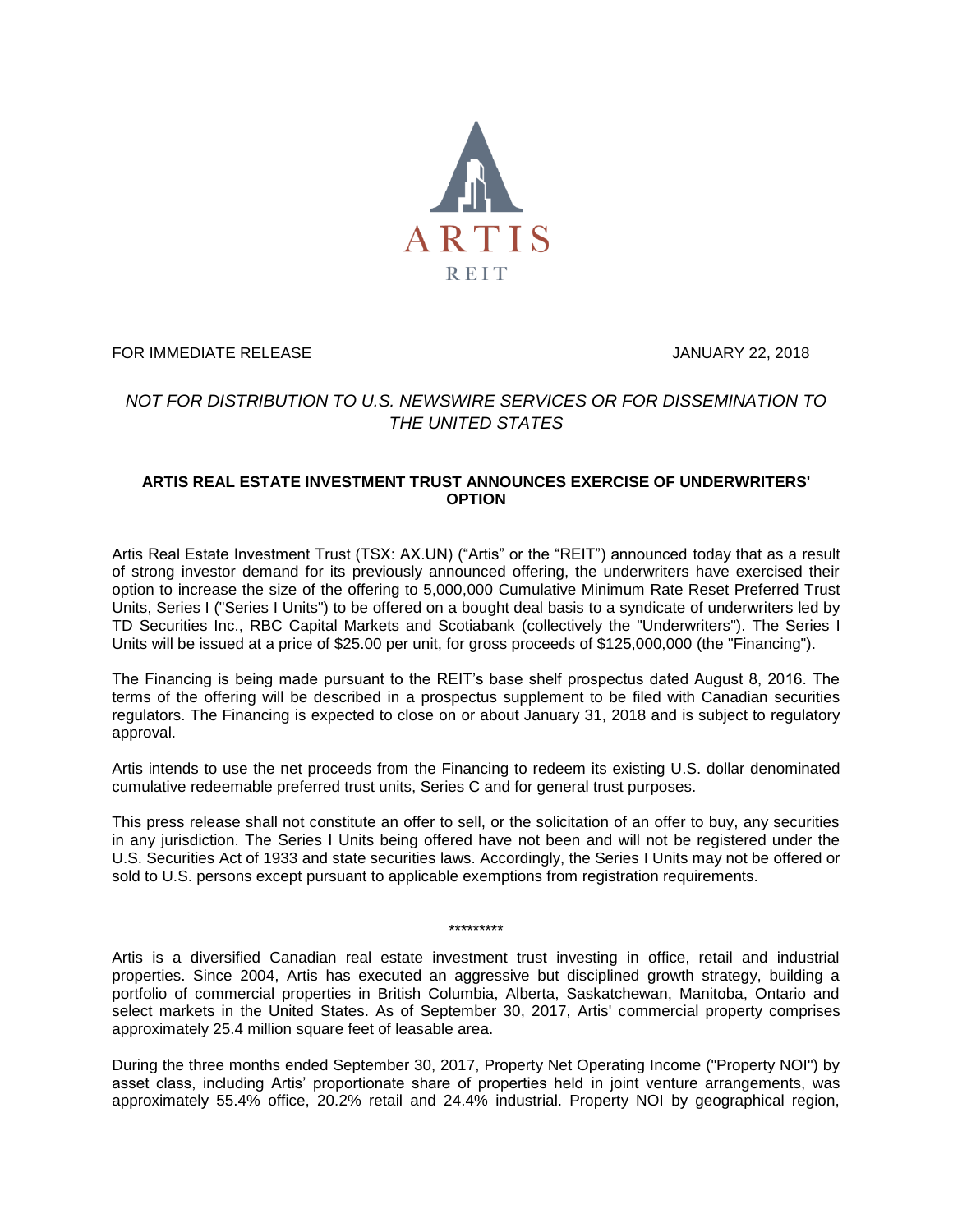ARTIS

REIT

FOR IMMEDIATE RELEASE JANUARY 22, 2018

*NOT FOR DISTRIBUTION TO U.S. NEWSWIRE SERVICES OR FOR DISSEMINATION TO THE UNITED STATES*

**ARTIS REAL ESTATE INVESTMENT TRUST ANNOUNCES EXERCISE OF UNDERWRITERS' OPTION**

Artis Real Estate Investment Trust (TSX: AX.UN) ("Artis" or the "REIT") announced today that as a result of strong investor demand for its previously announced offering, the underwriters have exercised their option to increase the size of the offering to 5,000,000 Cumulative Minimum Rate Reset Preferred Trust Units, Series I ("Series I Units") to be offered on a bought deal basis to a syndicate of underwriters led by TD Securities Inc., RBC Capital Markets and Scotiabank (collectively the "Underwriters"). The Series I Units will be issued at a price of $25.00 per unit, for gross proceeds of $125,000,000 (the "Financing").

The Financing is being made pursuant to the REIT's base shelf prospectus dated August 8, 2016. The terms of the offering will be described in a prospectus supplement to be filed with Canadian securities regulators. The Financing is expected to close on or about January 31, 2018 and is subject to regulatory approval.

Artis intends to use the net proceeds from the Financing to redeem its existing U.S. dollar denominated cumulative redeemable preferred trust units, Series C and for general trust purposes.

This press release shall not constitute an offer to sell, or the solicitation of an offer to buy, any securities in any jurisdiction. The Series I Units being offered have not been and will not be registered under the U.S. Securities Act of 1933 and state securities laws. Accordingly, the Series I Units may not be offered or sold to U.S. persons except pursuant to applicable exemptions from registration requirements.

*********

Artis is a diversified Canadian real estate investment trust investing in office, retail and industrial properties. Since 2004, Artis has executed an aggressive but disciplined growth strategy, building a portfolio of commercial properties in British Columbia, Alberta, Saskatchewan, Manitoba, Ontario and select markets in the United States. As of September 30, 2017, Artis' commercial property comprises approximately 25.4 million square feet of leasable area.

During the three months ended September 30, 2017, Property Net Operating Income ("Property NOI") by asset class, including Artis' proportionate share of properties held in joint venture arrangements, was approximately 55.4% office, 20.2% retail and 24.4% industrial. Property NOI by geographical region,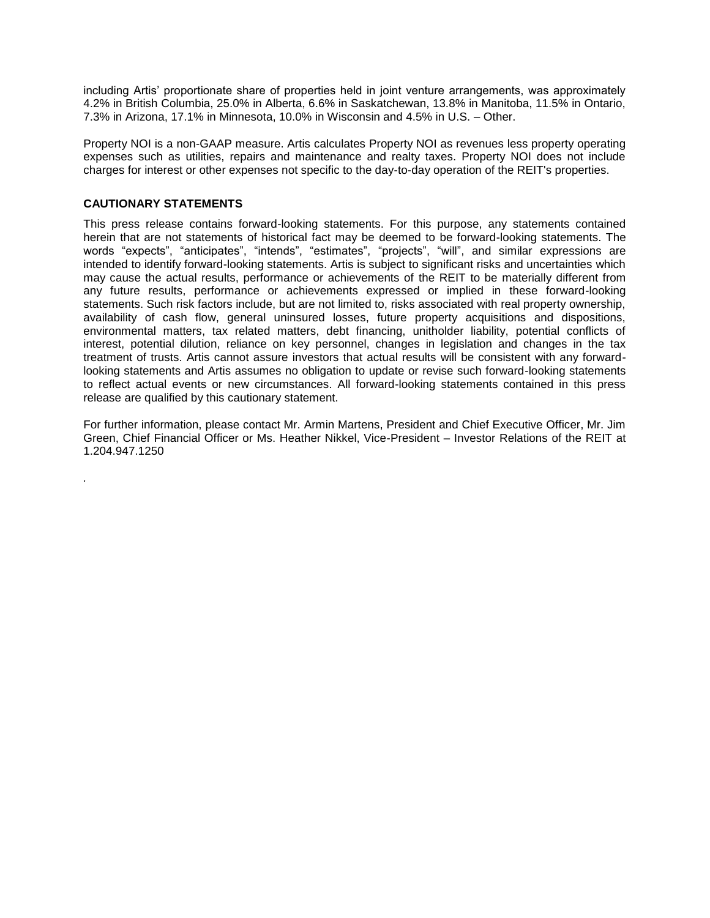including Artis' proportionate share of properties held in joint venture arrangements, was approximately 4.2% in British Columbia, 25.0% in Alberta, 6.6% in Saskatchewan, 13.8% in Manitoba, 11.5% in Ontario, 7.3% in Arizona, 17.1% in Minnesota, 10.0% in Wisconsin and 4.5% in U.S. – Other.

Property NOI is a non-GAAP measure. Artis calculates Property NOI as revenues less property operating expenses such as utilities, repairs and maintenance and realty taxes. Property NOI does not include charges for interest or other expenses not specific to the day-to-day operation of the REIT's properties.

**CAUTIONARY STATEMENTS**

This press release contains forward-looking statements. For this purpose, any statements contained herein that are not statements of historical fact may be deemed to be forward-looking statements. The words "expects", "anticipates", "intends", "estimates", "projects", "will", and similar expressions are intended to identify forward-looking statements. Artis is subject to significant risks and uncertainties which may cause the actual results, performance or achievements of the REIT to be materially different from any future results, performance or achievements expressed or implied in these forward-looking statements. Such risk factors include, but are not limited to, risks associated with real property ownership, availability of cash flow, general uninsured losses, future property acquisitions and dispositions, environmental matters, tax related matters, debt financing, unitholder liability, potential conflicts of interest, potential dilution, reliance on key personnel, changes in legislation and changes in the tax treatment of trusts. Artis cannot assure investors that actual results will be consistent with any forward-looking statements and Artis assumes no obligation to update or revise such forward-looking statements to reflect actual events or new circumstances. All forward-looking statements contained in this press release are qualified by this cautionary statement.

For further information, please contact Mr. Armin Martens, President and Chief Executive Officer, Mr. Jim Green, Chief Financial Officer or Ms. Heather Nikkel, Vice-President – Investor Relations of the REIT at 1.204.947.1250

.